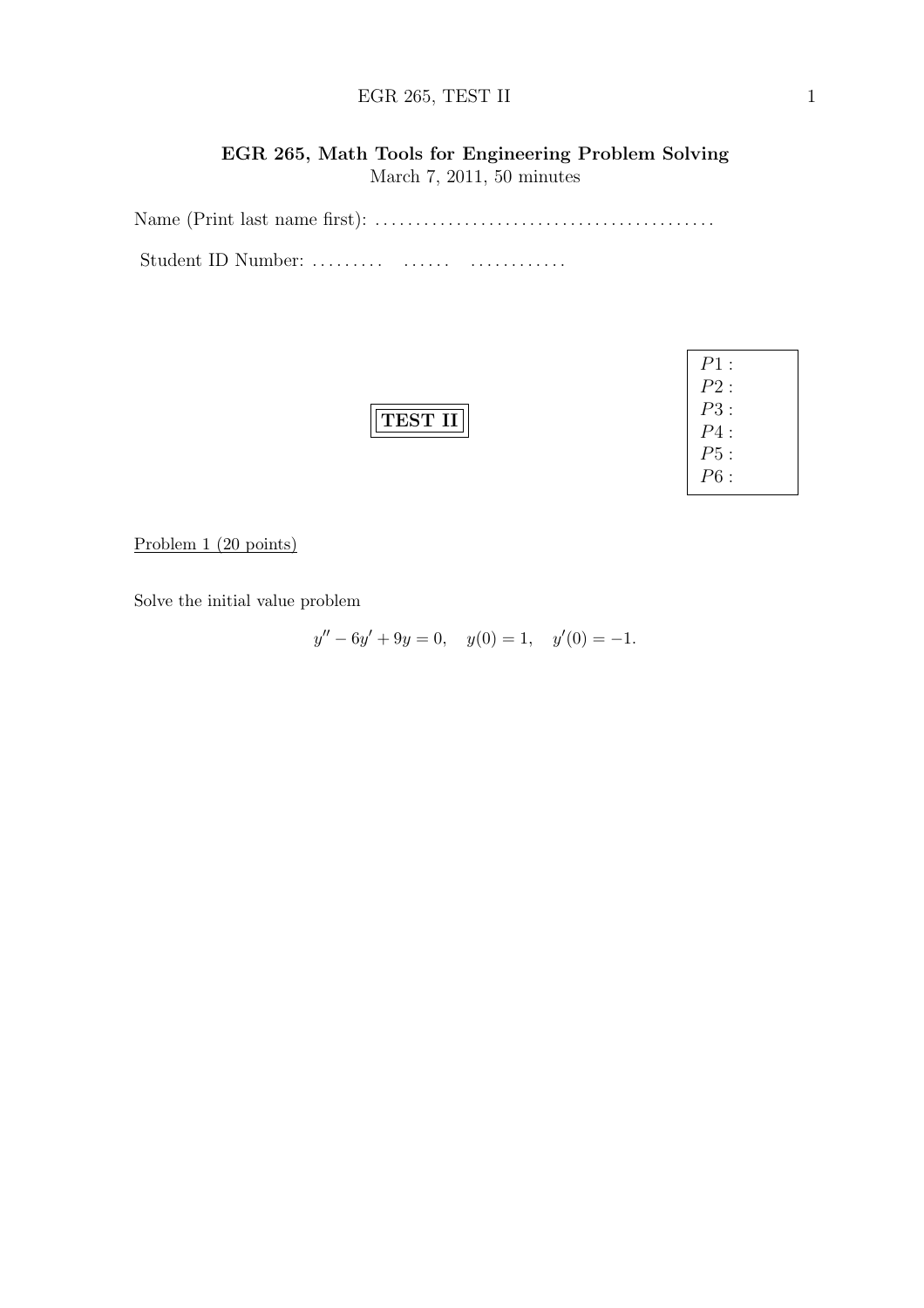# EGR 265, Math Tools for Engineering Problem Solving

March 7, 2011, 50 minutes

Name (Print last name first): ........................................

Student ID Number: ......... ...... ............

| |
|---|
| $P1$ : |
| $P2$ : |
| $P3$ : |
| $P4$ : |
| $P5$ : |
| $P6$ : |

**TEST II**

Problem 1 (20 points)

Solve the initial value problem

$$y'' - 6y' + 9y = 0, \quad y(0) = 1, \quad y'(0) = -1.$$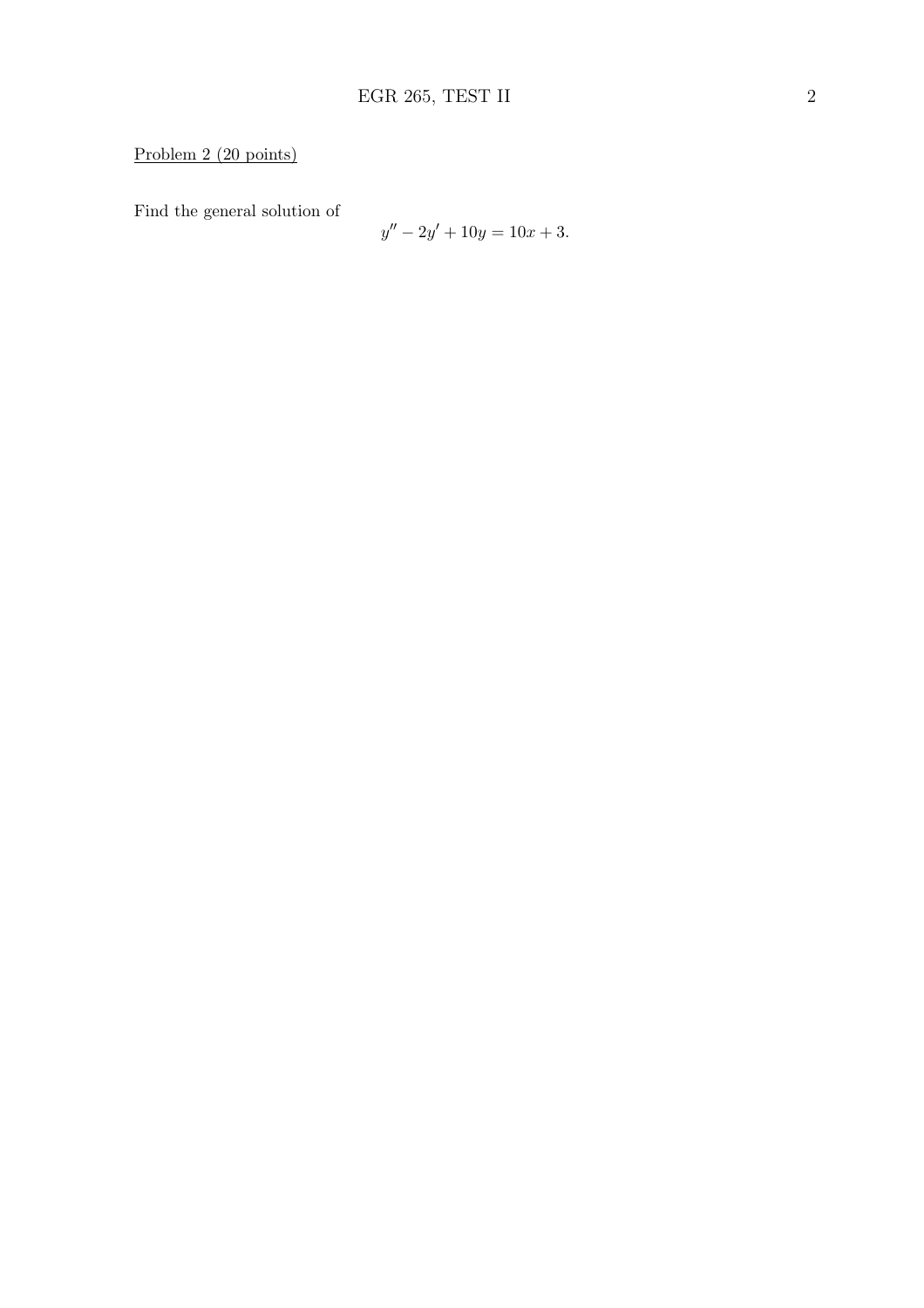Problem 2 (20 points)

Find the general solution of

$$y'' - 2y' + 10y = 10x + 3.$$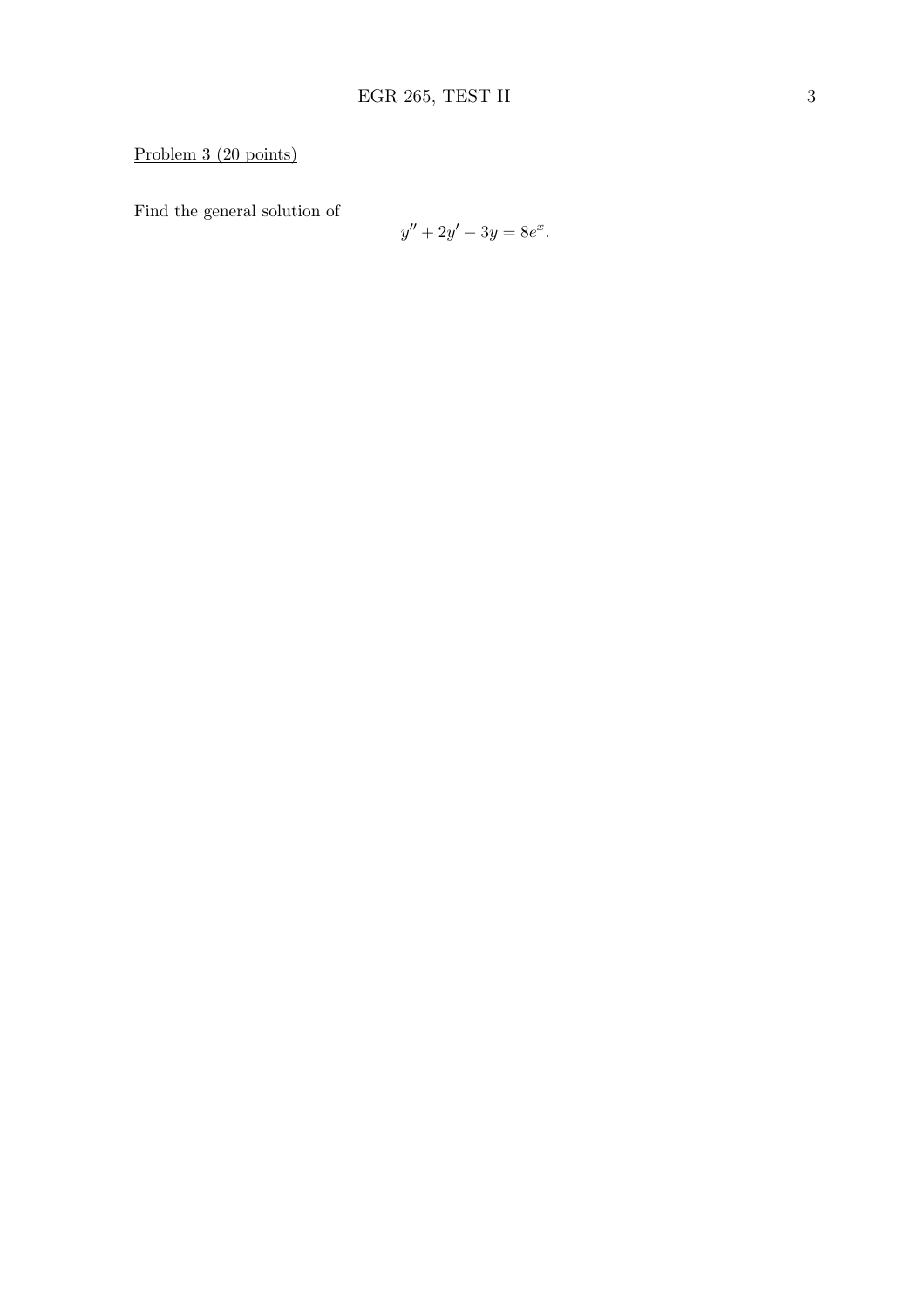Problem 3 (20 points)

Find the general solution of

$$y'' + 2y' - 3y = 8e^x.$$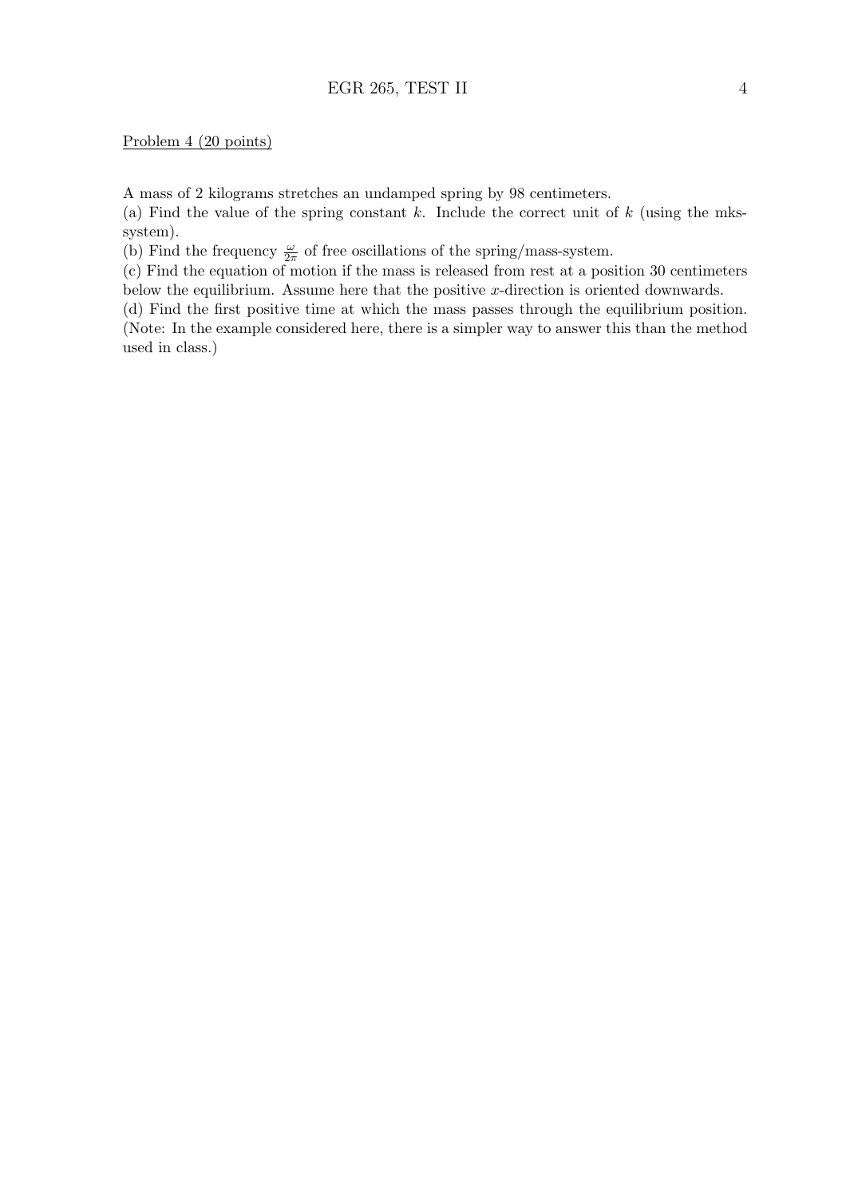Problem 4 (20 points)

A mass of 2 kilograms stretches an undamped spring by 98 centimeters.

(a) Find the value of the spring constant $k$. Include the correct unit of $k$ (using the mks-system).

(b) Find the frequency $\frac{\omega}{2\pi}$ of free oscillations of the spring/mass-system.

(c) Find the equation of motion if the mass is released from rest at a position 30 centimeters below the equilibrium. Assume here that the positive $x$-direction is oriented downwards.

(d) Find the first positive time at which the mass passes through the equilibrium position. (Note: In the example considered here, there is a simpler way to answer this than the method used in class.)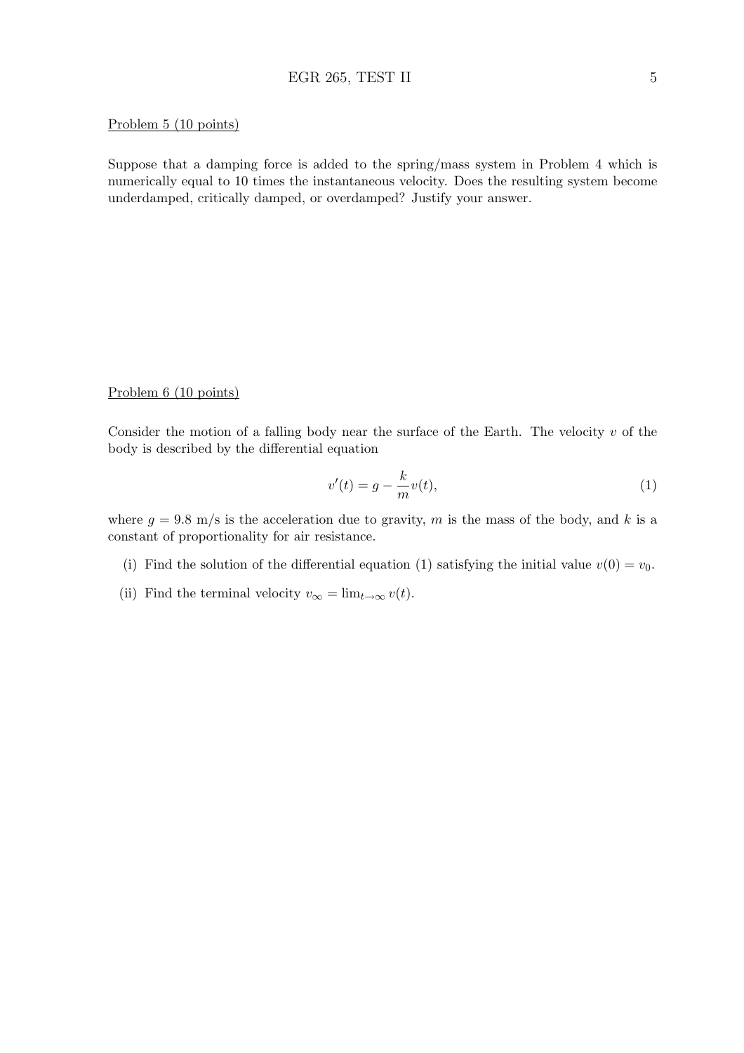Problem 5 (10 points)

Suppose that a damping force is added to the spring/mass system in Problem 4 which is numerically equal to 10 times the instantaneous velocity. Does the resulting system become underdamped, critically damped, or overdamped? Justify your answer.

Problem 6 (10 points)

Consider the motion of a falling body near the surface of the Earth. The velocity $v$ of the body is described by the differential equation

$$v'(t) = g - \frac{k}{m}v(t), \tag{1}$$

where $g = 9.8$ m/s is the acceleration due to gravity, $m$ is the mass of the body, and $k$ is a constant of proportionality for air resistance.

(i) Find the solution of the differential equation (1) satisfying the initial value $v(0) = v_0$.

(ii) Find the terminal velocity $v_\infty = \lim_{t\to\infty} v(t)$.